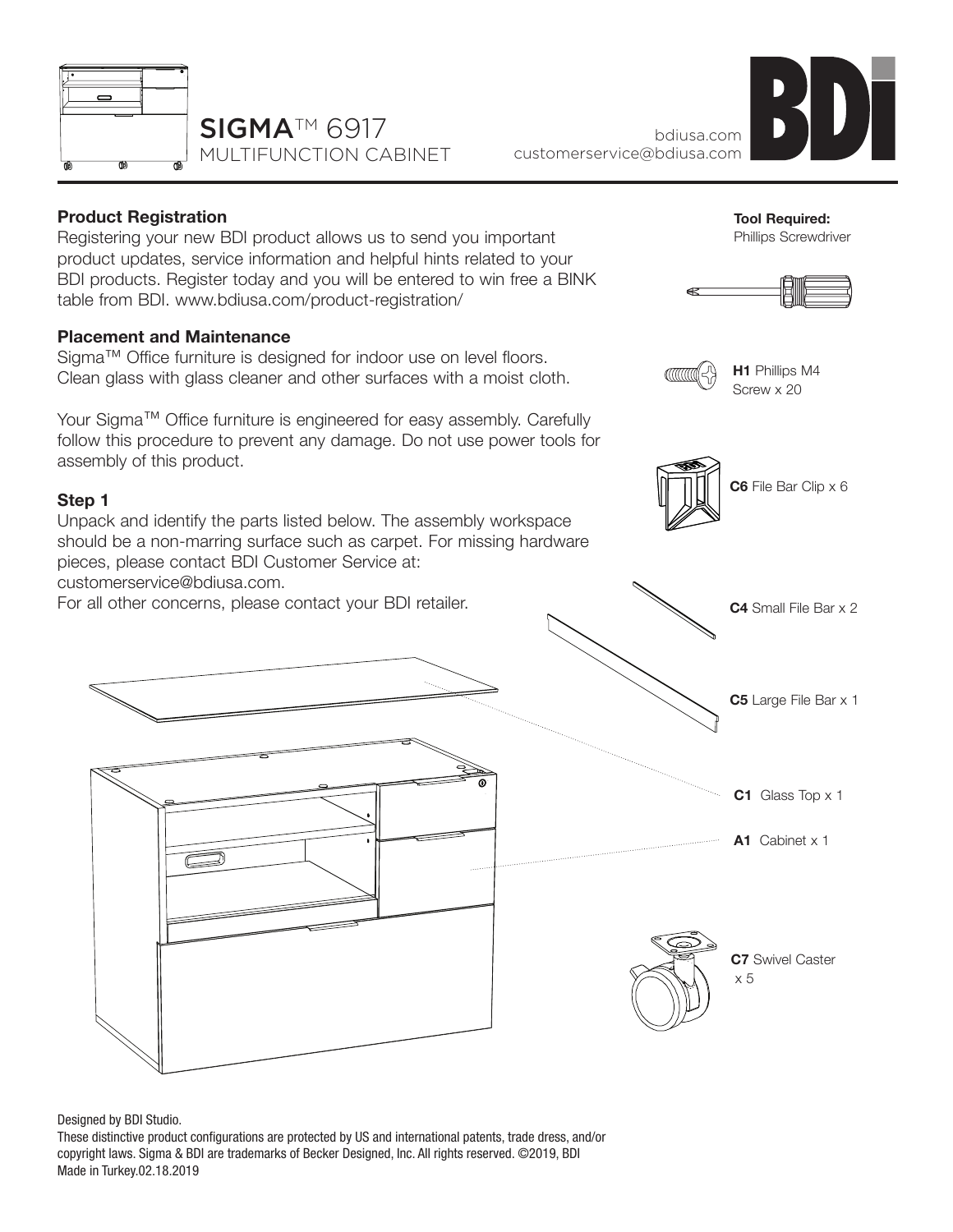# SIGMA™ 6917 MULTIFUNCTION CABINET

bdiusa.com
customerservice@bdiusa.com

BDI

**Product Registration**
Registering your new BDI product allows us to send you important product updates, service information and helpful hints related to your BDI products. Register today and you will be entered to win free a BINK table from BDI. www.bdiusa.com/product-registration/

**Placement and Maintenance**
Sigma™ Office furniture is designed for indoor use on level floors. Clean glass with glass cleaner and other surfaces with a moist cloth.

Your Sigma™ Office furniture is engineered for easy assembly. Carefully follow this procedure to prevent any damage. Do not use power tools for assembly of this product.

**Step 1**
Unpack and identify the parts listed below. The assembly workspace should be a non-marring surface such as carpet. For missing hardware pieces, please contact BDI Customer Service at:
customerservice@bdiusa.com.
For all other concerns, please contact your BDI retailer.

**Tool Required:**
Phillips Screwdriver

**H1** Phillips M4 Screw x 20

**C6** File Bar Clip x 6

**C4** Small File Bar x 2

**C5** Large File Bar x 1

**C1** Glass Top x 1

**A1** Cabinet x 1

**C7** Swivel Caster x 5

Designed by BDI Studio.
These distinctive product configurations are protected by US and international patents, trade dress, and/or copyright laws. Sigma & BDI are trademarks of Becker Designed, Inc. All rights reserved. ©2019, BDI
Made in Turkey.02.18.2019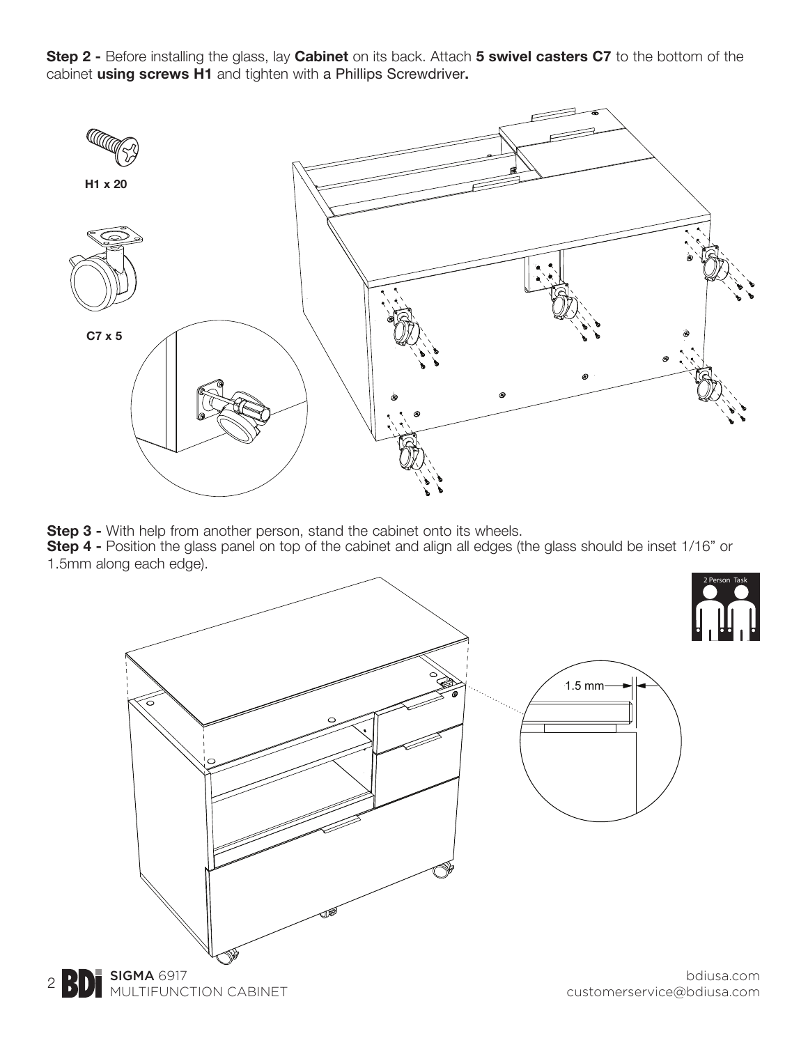**Step 2 -** Before installing the glass, lay **Cabinet** on its back. Attach **5 swivel casters C7** to the bottom of the cabinet **using screws H1** and tighten with a Phillips Screwdriver**.**

**H1 x 20**

**C7 x 5**

**Step 3 -** With help from another person, stand the cabinet onto its wheels.
**Step 4 -** Position the glass panel on top of the cabinet and align all edges (the glass should be inset 1/16" or 1.5mm along each edge).

2 Person Task

1.5 mm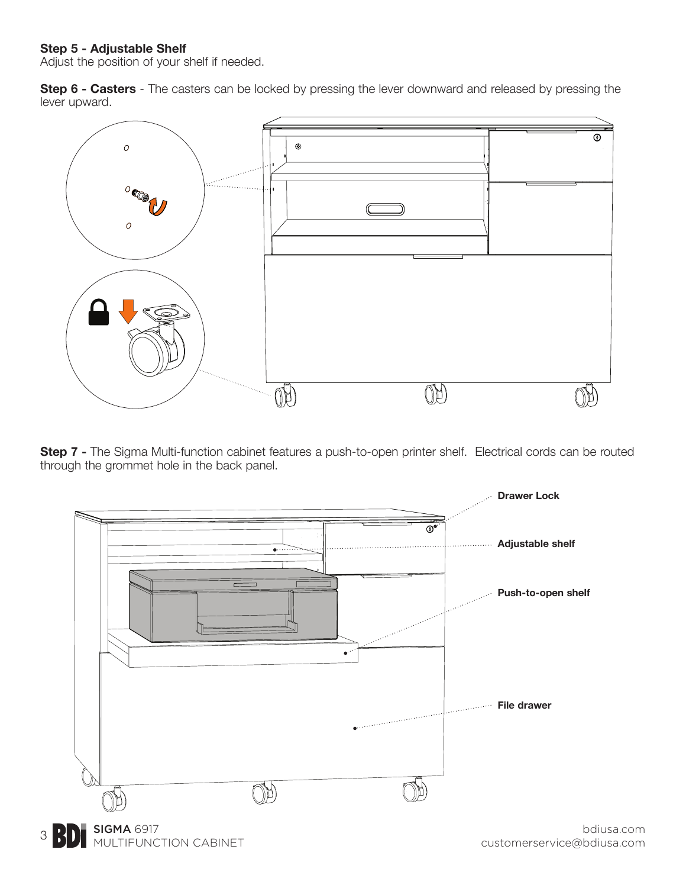**Step 5 - Adjustable Shelf**
Adjust the position of your shelf if needed.

**Step 6 - Casters** - The casters can be locked by pressing the lever downward and released by pressing the lever upward.

**Step 7 -** The Sigma Multi-function cabinet features a push-to-open printer shelf. Electrical cords can be routed through the grommet hole in the back panel.

**Drawer Lock**

**Adjustable shelf**

**Push-to-open shelf**

**File drawer**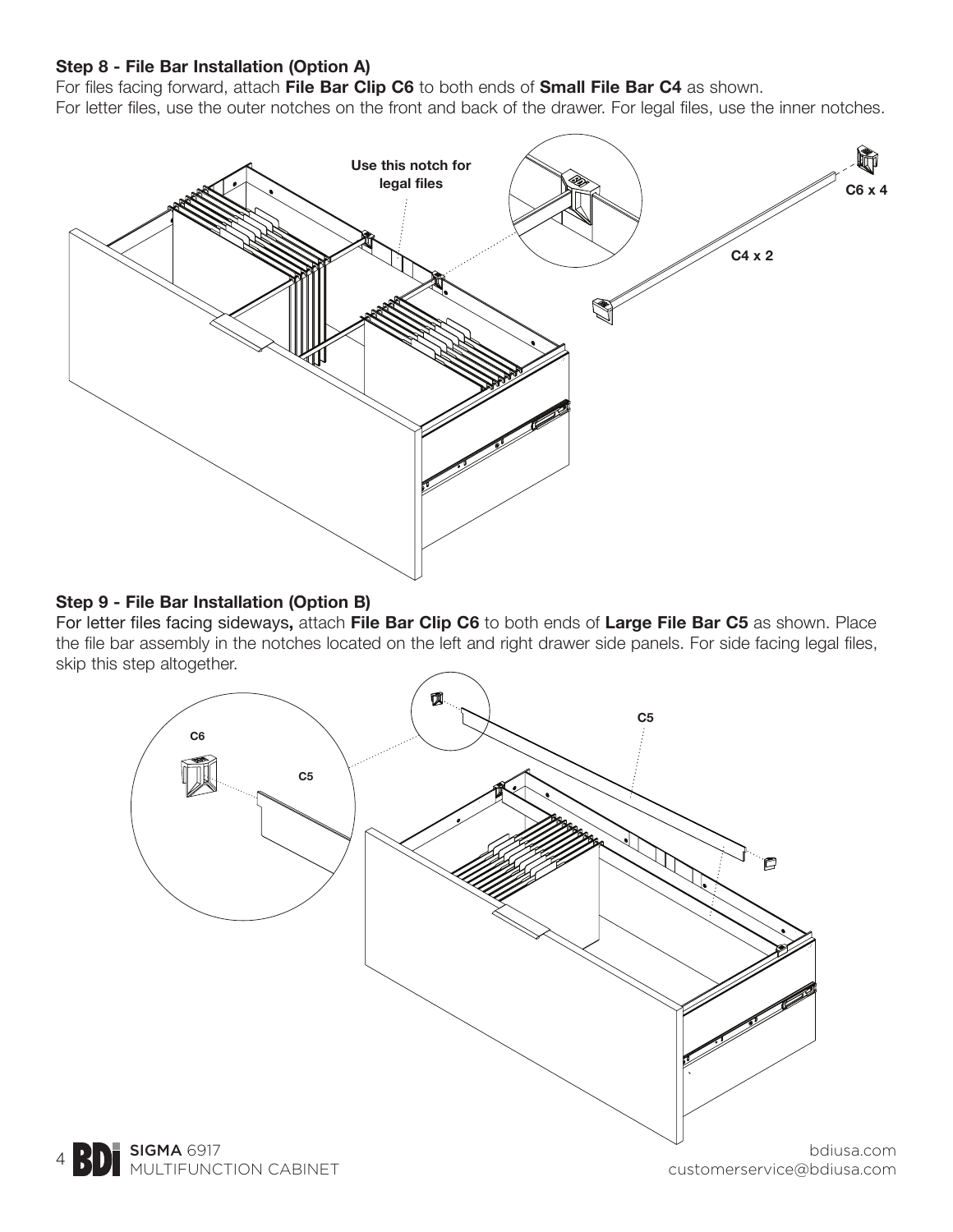**Step 8 - File Bar Installation (Option A)**

For files facing forward, attach **File Bar Clip C6** to both ends of **Small File Bar C4** as shown.
For letter files, use the outer notches on the front and back of the drawer. For legal files, use the inner notches.

Use this notch for legal files

C6 x 4

C4 x 2

**Step 9 - File Bar Installation (Option B)**

For letter files facing sideways**,** attach **File Bar Clip C6** to both ends of **Large File Bar C5** as shown. Place the file bar assembly in the notches located on the left and right drawer side panels. For side facing legal files, skip this step altogether.

C6

C5

C5

**SIGMA** 6917
MULTIFUNCTION CABINET

bdiusa.com
customerservice@bdiusa.com